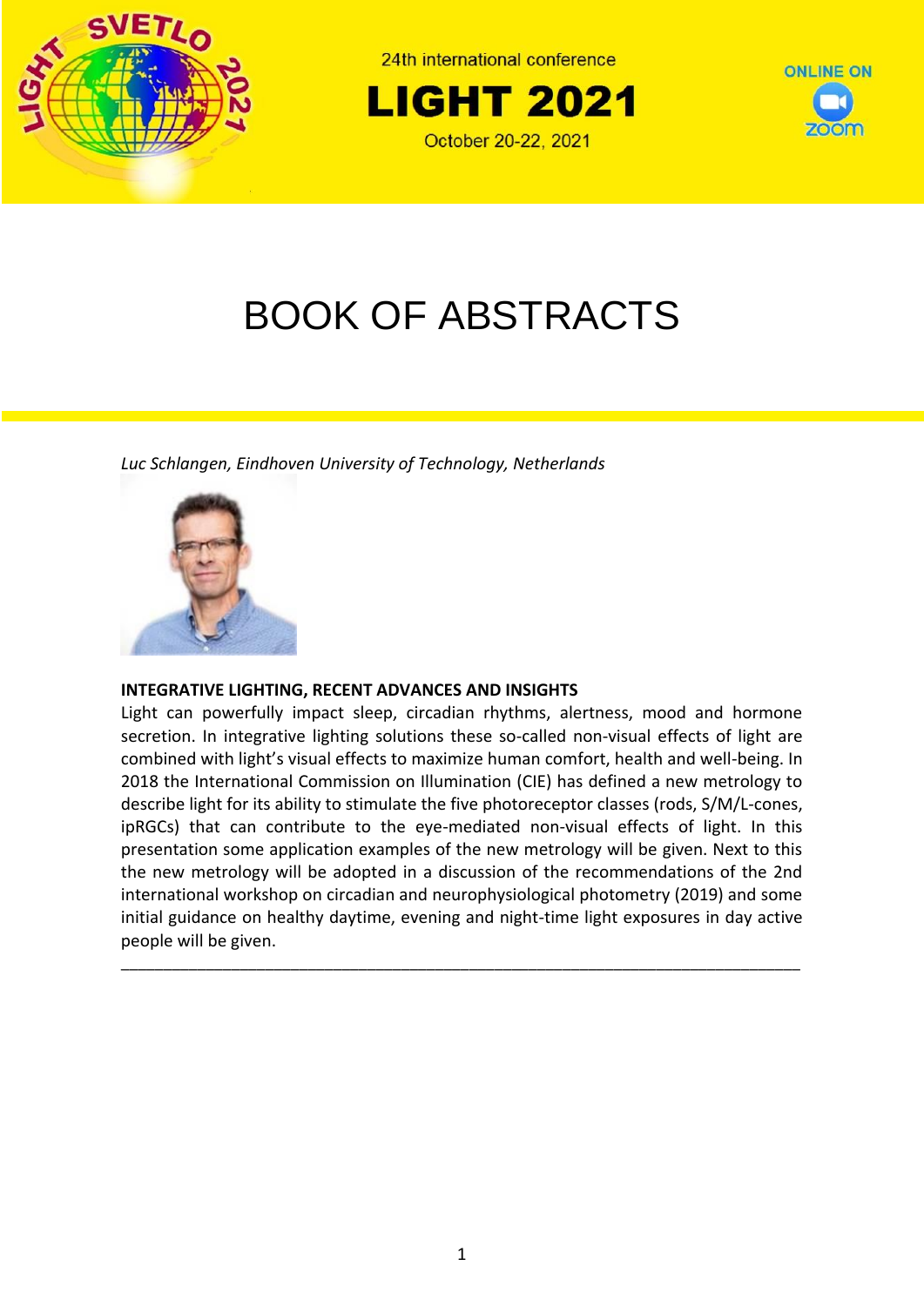24th international conference

# LIGHT 2021

October 20-22, 2021

ONLINE ON zoom

# BOOK OF ABSTRACTS

*Luc Schlangen, Eindhoven University of Technology, Netherlands*

**INTEGRATIVE LIGHTING, RECENT ADVANCES AND INSIGHTS**

Light can powerfully impact sleep, circadian rhythms, alertness, mood and hormone secretion. In integrative lighting solutions these so-called non-visual effects of light are combined with light's visual effects to maximize human comfort, health and well-being. In 2018 the International Commission on Illumination (CIE) has defined a new metrology to describe light for its ability to stimulate the five photoreceptor classes (rods, S/M/L-cones, ipRGCs) that can contribute to the eye-mediated non-visual effects of light. In this presentation some application examples of the new metrology will be given. Next to this the new metrology will be adopted in a discussion of the recommendations of the 2nd international workshop on circadian and neurophysiological photometry (2019) and some initial guidance on healthy daytime, evening and night-time light exposures in day active people will be given.

---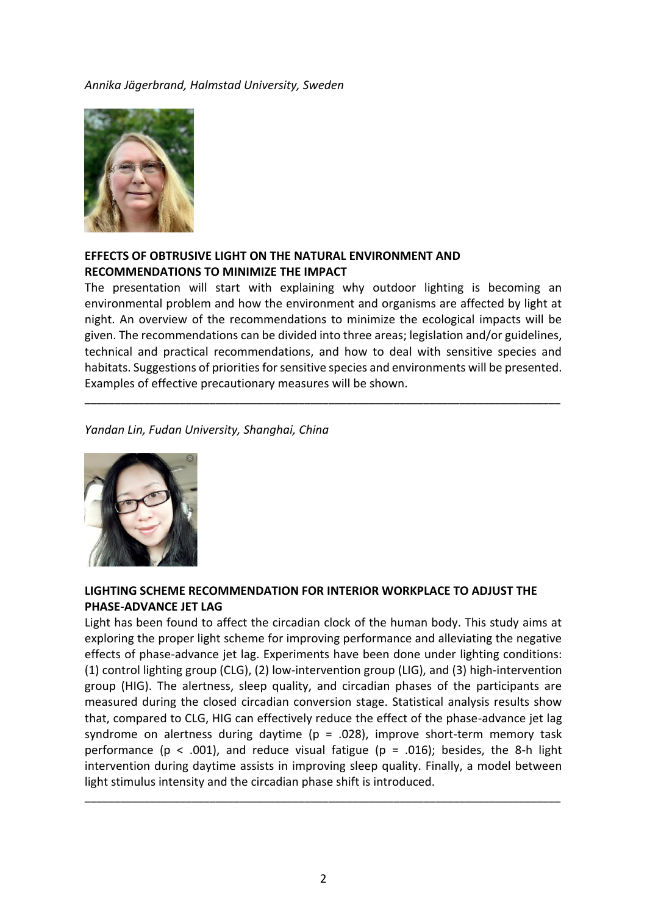*Annika Jägerbrand, Halmstad University, Sweden*

**EFFECTS OF OBTRUSIVE LIGHT ON THE NATURAL ENVIRONMENT AND RECOMMENDATIONS TO MINIMIZE THE IMPACT**

The presentation will start with explaining why outdoor lighting is becoming an environmental problem and how the environment and organisms are affected by light at night. An overview of the recommendations to minimize the ecological impacts will be given. The recommendations can be divided into three areas; legislation and/or guidelines, technical and practical recommendations, and how to deal with sensitive species and habitats. Suggestions of priorities for sensitive species and environments will be presented. Examples of effective precautionary measures will be shown.

---

*Yandan Lin, Fudan University, Shanghai, China*

**LIGHTING SCHEME RECOMMENDATION FOR INTERIOR WORKPLACE TO ADJUST THE PHASE-ADVANCE JET LAG**

Light has been found to affect the circadian clock of the human body. This study aims at exploring the proper light scheme for improving performance and alleviating the negative effects of phase-advance jet lag. Experiments have been done under lighting conditions: (1) control lighting group (CLG), (2) low-intervention group (LIG), and (3) high-intervention group (HIG). The alertness, sleep quality, and circadian phases of the participants are measured during the closed circadian conversion stage. Statistical analysis results show that, compared to CLG, HIG can effectively reduce the effect of the phase-advance jet lag syndrome on alertness during daytime ($p = .028$), improve short-term memory task performance ($p < .001$), and reduce visual fatigue ($p = .016$); besides, the 8-h light intervention during daytime assists in improving sleep quality. Finally, a model between light stimulus intensity and the circadian phase shift is introduced.

---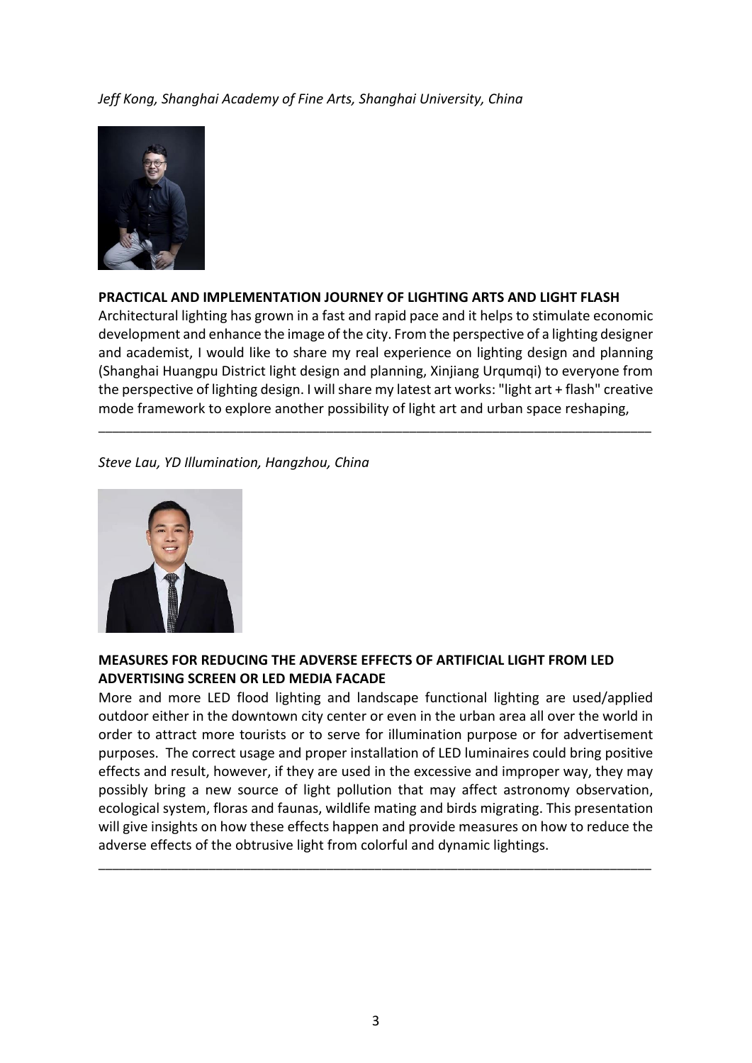*Jeff Kong, Shanghai Academy of Fine Arts, Shanghai University, China*

**PRACTICAL AND IMPLEMENTATION JOURNEY OF LIGHTING ARTS AND LIGHT FLASH**

Architectural lighting has grown in a fast and rapid pace and it helps to stimulate economic development and enhance the image of the city. From the perspective of a lighting designer and academist, I would like to share my real experience on lighting design and planning (Shanghai Huangpu District light design and planning, Xinjiang Urqumqi) to everyone from the perspective of lighting design. I will share my latest art works: "light art + flash" creative mode framework to explore another possibility of light art and urban space reshaping,

---

*Steve Lau, YD Illumination, Hangzhou, China*

**MEASURES FOR REDUCING THE ADVERSE EFFECTS OF ARTIFICIAL LIGHT FROM LED ADVERTISING SCREEN OR LED MEDIA FACADE**

More and more LED flood lighting and landscape functional lighting are used/applied outdoor either in the downtown city center or even in the urban area all over the world in order to attract more tourists or to serve for illumination purpose or for advertisement purposes. The correct usage and proper installation of LED luminaires could bring positive effects and result, however, if they are used in the excessive and improper way, they may possibly bring a new source of light pollution that may affect astronomy observation, ecological system, floras and faunas, wildlife mating and birds migrating. This presentation will give insights on how these effects happen and provide measures on how to reduce the adverse effects of the obtrusive light from colorful and dynamic lightings.

---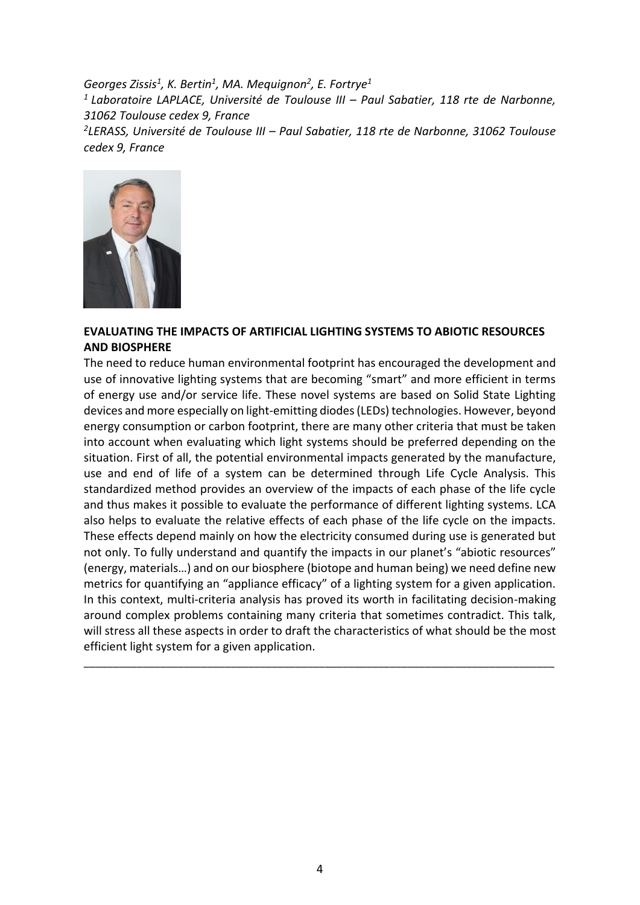*Georges Zissis[1], K. Bertin[1], MA. Mequignon[2], E. Fortrye[1]*

*[1] Laboratoire LAPLACE, Université de Toulouse III – Paul Sabatier, 118 rte de Narbonne, 31062 Toulouse cedex 9, France*

*[2]LERASS, Université de Toulouse III – Paul Sabatier, 118 rte de Narbonne, 31062 Toulouse cedex 9, France*

**EVALUATING THE IMPACTS OF ARTIFICIAL LIGHTING SYSTEMS TO ABIOTIC RESOURCES AND BIOSPHERE**

The need to reduce human environmental footprint has encouraged the development and use of innovative lighting systems that are becoming "smart" and more efficient in terms of energy use and/or service life. These novel systems are based on Solid State Lighting devices and more especially on light-emitting diodes (LEDs) technologies. However, beyond energy consumption or carbon footprint, there are many other criteria that must be taken into account when evaluating which light systems should be preferred depending on the situation. First of all, the potential environmental impacts generated by the manufacture, use and end of life of a system can be determined through Life Cycle Analysis. This standardized method provides an overview of the impacts of each phase of the life cycle and thus makes it possible to evaluate the performance of different lighting systems. LCA also helps to evaluate the relative effects of each phase of the life cycle on the impacts. These effects depend mainly on how the electricity consumed during use is generated but not only. To fully understand and quantify the impacts in our planet's "abiotic resources" (energy, materials…) and on our biosphere (biotope and human being) we need define new metrics for quantifying an "appliance efficacy" of a lighting system for a given application. In this context, multi-criteria analysis has proved its worth in facilitating decision-making around complex problems containing many criteria that sometimes contradict. This talk, will stress all these aspects in order to draft the characteristics of what should be the most efficient light system for a given application.

---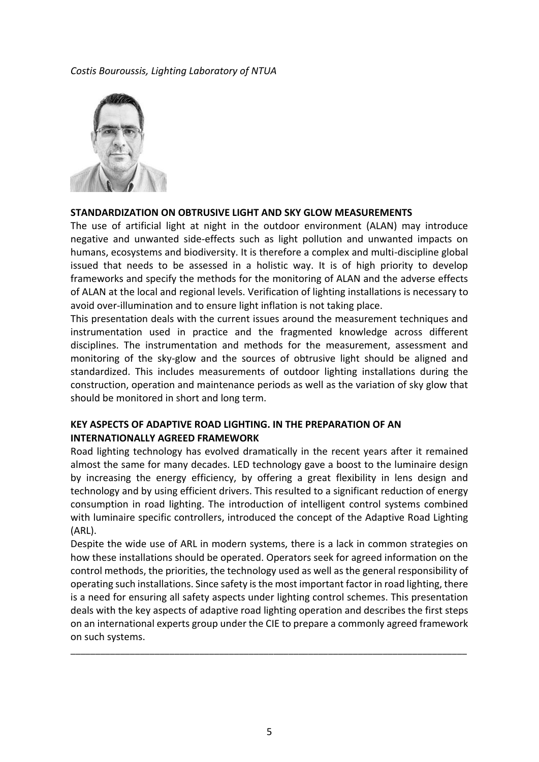*Costis Bouroussis, Lighting Laboratory of NTUA*

## STANDARDIZATION ON OBTRUSIVE LIGHT AND SKY GLOW MEASUREMENTS

The use of artificial light at night in the outdoor environment (ALAN) may introduce negative and unwanted side-effects such as light pollution and unwanted impacts on humans, ecosystems and biodiversity. It is therefore a complex and multi-discipline global issued that needs to be assessed in a holistic way. It is of high priority to develop frameworks and specify the methods for the monitoring of ALAN and the adverse effects of ALAN at the local and regional levels. Verification of lighting installations is necessary to avoid over-illumination and to ensure light inflation is not taking place.

This presentation deals with the current issues around the measurement techniques and instrumentation used in practice and the fragmented knowledge across different disciplines. The instrumentation and methods for the measurement, assessment and monitoring of the sky-glow and the sources of obtrusive light should be aligned and standardized. This includes measurements of outdoor lighting installations during the construction, operation and maintenance periods as well as the variation of sky glow that should be monitored in short and long term.

## KEY ASPECTS OF ADAPTIVE ROAD LIGHTING. IN THE PREPARATION OF AN INTERNATIONALLY AGREED FRAMEWORK

Road lighting technology has evolved dramatically in the recent years after it remained almost the same for many decades. LED technology gave a boost to the luminaire design by increasing the energy efficiency, by offering a great flexibility in lens design and technology and by using efficient drivers. This resulted to a significant reduction of energy consumption in road lighting. The introduction of intelligent control systems combined with luminaire specific controllers, introduced the concept of the Adaptive Road Lighting (ARL).

Despite the wide use of ARL in modern systems, there is a lack in common strategies on how these installations should be operated. Operators seek for agreed information on the control methods, the priorities, the technology used as well as the general responsibility of operating such installations. Since safety is the most important factor in road lighting, there is a need for ensuring all safety aspects under lighting control schemes. This presentation deals with the key aspects of adaptive road lighting operation and describes the first steps on an international experts group under the CIE to prepare a commonly agreed framework on such systems.

---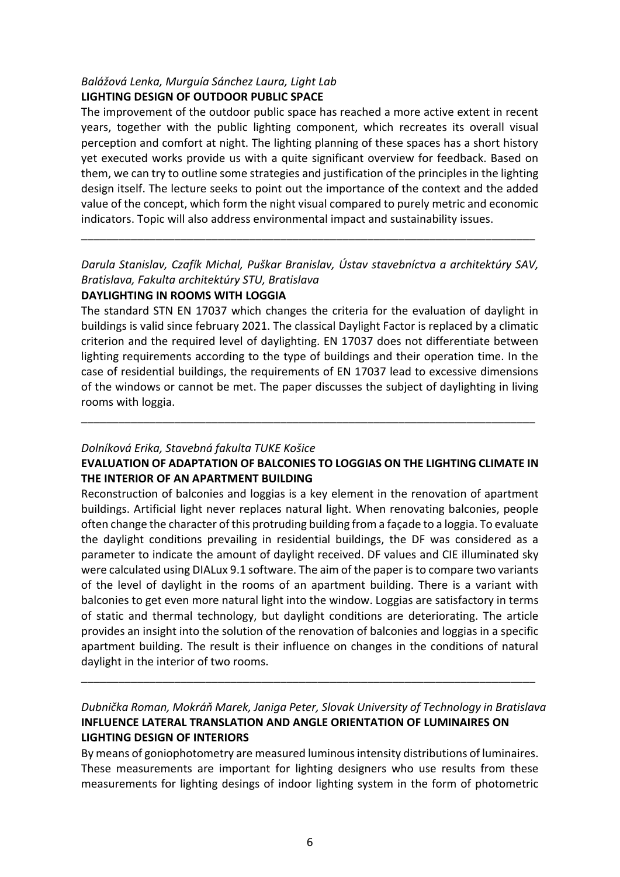*Balážová Lenka, Murguía Sánchez Laura, Light Lab*

**LIGHTING DESIGN OF OUTDOOR PUBLIC SPACE**

The improvement of the outdoor public space has reached a more active extent in recent years, together with the public lighting component, which recreates its overall visual perception and comfort at night. The lighting planning of these spaces has a short history yet executed works provide us with a quite significant overview for feedback. Based on them, we can try to outline some strategies and justification of the principles in the lighting design itself. The lecture seeks to point out the importance of the context and the added value of the concept, which form the night visual compared to purely metric and economic indicators. Topic will also address environmental impact and sustainability issues.

---

*Darula Stanislav, Czafík Michal, Puškar Branislav, Ústav stavebníctva a architektúry SAV, Bratislava, Fakulta architektúry STU, Bratislava*

**DAYLIGHTING IN ROOMS WITH LOGGIA**

The standard STN EN 17037 which changes the criteria for the evaluation of daylight in buildings is valid since february 2021. The classical Daylight Factor is replaced by a climatic criterion and the required level of daylighting. EN 17037 does not differentiate between lighting requirements according to the type of buildings and their operation time. In the case of residential buildings, the requirements of EN 17037 lead to excessive dimensions of the windows or cannot be met. The paper discusses the subject of daylighting in living rooms with loggia.

---

*Dolníková Erika, Stavebná fakulta TUKE Košice*

**EVALUATION OF ADAPTATION OF BALCONIES TO LOGGIAS ON THE LIGHTING CLIMATE IN THE INTERIOR OF AN APARTMENT BUILDING**

Reconstruction of balconies and loggias is a key element in the renovation of apartment buildings. Artificial light never replaces natural light. When renovating balconies, people often change the character of this protruding building from a façade to a loggia. To evaluate the daylight conditions prevailing in residential buildings, the DF was considered as a parameter to indicate the amount of daylight received. DF values and CIE illuminated sky were calculated using DIALux 9.1 software. The aim of the paper is to compare two variants of the level of daylight in the rooms of an apartment building. There is a variant with balconies to get even more natural light into the window. Loggias are satisfactory in terms of static and thermal technology, but daylight conditions are deteriorating. The article provides an insight into the solution of the renovation of balconies and loggias in a specific apartment building. The result is their influence on changes in the conditions of natural daylight in the interior of two rooms.

---

*Dubnička Roman, Mokráň Marek, Janiga Peter, Slovak University of Technology in Bratislava*

**INFLUENCE LATERAL TRANSLATION AND ANGLE ORIENTATION OF LUMINAIRES ON LIGHTING DESIGN OF INTERIORS**

By means of goniophotometry are measured luminous intensity distributions of luminaires. These measurements are important for lighting designers who use results from these measurements for lighting desings of indoor lighting system in the form of photometric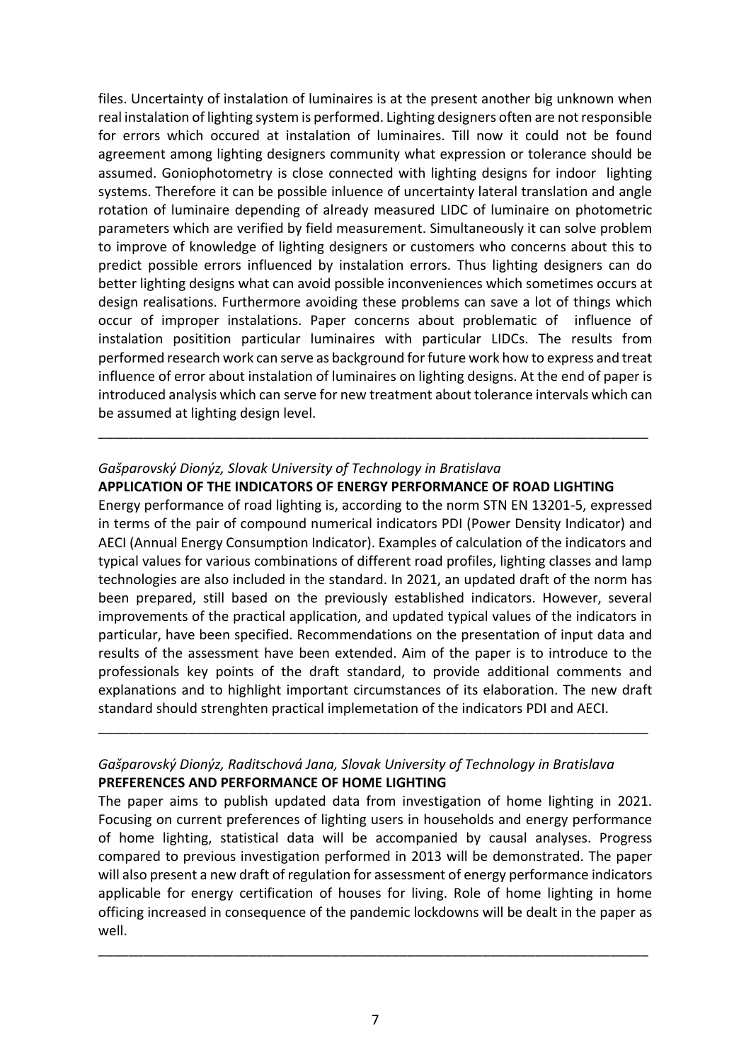files. Uncertainty of instalation of luminaires is at the present another big unknown when real instalation of lighting system is performed. Lighting designers often are not responsible for errors which occured at instalation of luminaires. Till now it could not be found agreement among lighting designers community what expression or tolerance should be assumed. Goniophotometry is close connected with lighting designs for indoor lighting systems. Therefore it can be possible inluence of uncertainty lateral translation and angle rotation of luminaire depending of already measured LIDC of luminaire on photometric parameters which are verified by field measurement. Simultaneously it can solve problem to improve of knowledge of lighting designers or customers who concerns about this to predict possible errors influenced by instalation errors. Thus lighting designers can do better lighting designs what can avoid possible inconveniences which sometimes occurs at design realisations. Furthermore avoiding these problems can save a lot of things which occur of improper instalations. Paper concerns about problematic of influence of instalation posittion particular luminaires with particular LIDCs. The results from performed research work can serve as background for future work how to express and treat influence of error about instalation of luminaires on lighting designs. At the end of paper is introduced analysis which can serve for new treatment about tolerance intervals which can be assumed at lighting design level.

---

*Gašparovský Dionýz, Slovak University of Technology in Bratislava*

**APPLICATION OF THE INDICATORS OF ENERGY PERFORMANCE OF ROAD LIGHTING**

Energy performance of road lighting is, according to the norm STN EN 13201-5, expressed in terms of the pair of compound numerical indicators PDI (Power Density Indicator) and AECI (Annual Energy Consumption Indicator). Examples of calculation of the indicators and typical values for various combinations of different road profiles, lighting classes and lamp technologies are also included in the standard. In 2021, an updated draft of the norm has been prepared, still based on the previously established indicators. However, several improvements of the practical application, and updated typical values of the indicators in particular, have been specified. Recommendations on the presentation of input data and results of the assessment have been extended. Aim of the paper is to introduce to the professionals key points of the draft standard, to provide additional comments and explanations and to highlight important circumstances of its elaboration. The new draft standard should strenghten practical implemetation of the indicators PDI and AECI.

---

*Gašparovský Dionýz, Raditschová Jana, Slovak University of Technology in Bratislava*

**PREFERENCES AND PERFORMANCE OF HOME LIGHTING**

The paper aims to publish updated data from investigation of home lighting in 2021. Focusing on current preferences of lighting users in households and energy performance of home lighting, statistical data will be accompanied by causal analyses. Progress compared to previous investigation performed in 2013 will be demonstrated. The paper will also present a new draft of regulation for assessment of energy performance indicators applicable for energy certification of houses for living. Role of home lighting in home officing increased in consequence of the pandemic lockdowns will be dealt in the paper as well.

---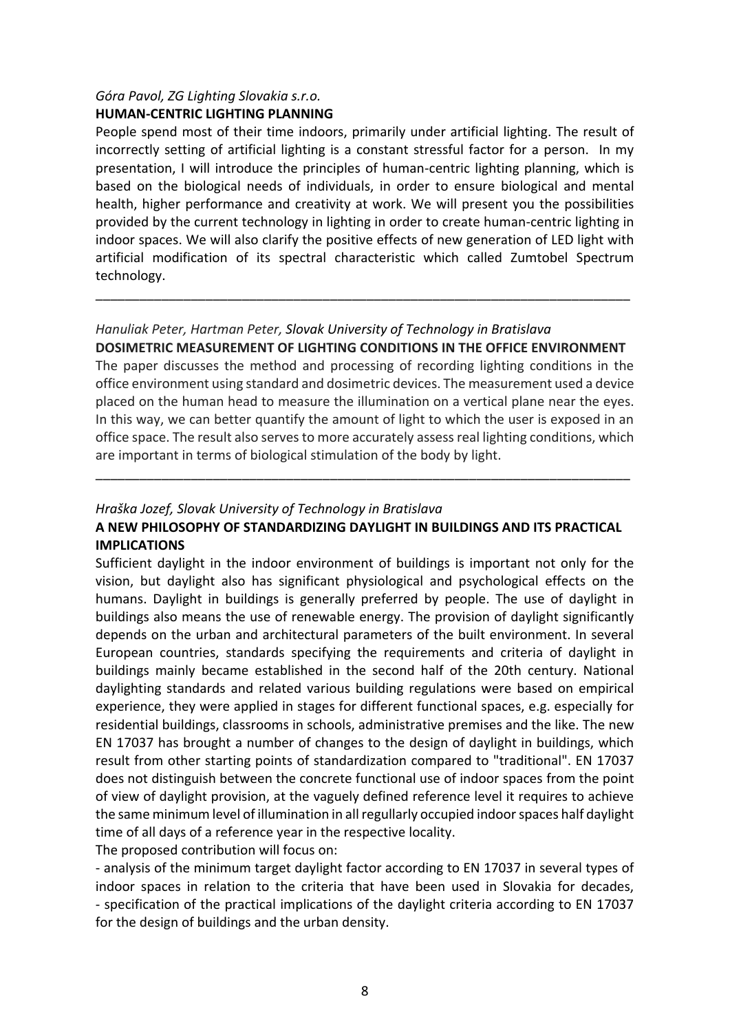*Góra Pavol, ZG Lighting Slovakia s.r.o.*

**HUMAN-CENTRIC LIGHTING PLANNING**

People spend most of their time indoors, primarily under artificial lighting. The result of incorrectly setting of artificial lighting is a constant stressful factor for a person. In my presentation, I will introduce the principles of human-centric lighting planning, which is based on the biological needs of individuals, in order to ensure biological and mental health, higher performance and creativity at work. We will present you the possibilities provided by the current technology in lighting in order to create human-centric lighting in indoor spaces. We will also clarify the positive effects of new generation of LED light with artificial modification of its spectral characteristic which called Zumtobel Spectrum technology.

---

*Hanuliak Peter, Hartman Peter, Slovak University of Technology in Bratislava*

**DOSIMETRIC MEASUREMENT OF LIGHTING CONDITIONS IN THE OFFICE ENVIRONMENT**

The paper discusses the method and processing of recording lighting conditions in the office environment using standard and dosimetric devices. The measurement used a device placed on the human head to measure the illumination on a vertical plane near the eyes. In this way, we can better quantify the amount of light to which the user is exposed in an office space. The result also serves to more accurately assess real lighting conditions, which are important in terms of biological stimulation of the body by light.

---

*Hraška Jozef, Slovak University of Technology in Bratislava*

**A NEW PHILOSOPHY OF STANDARDIZING DAYLIGHT IN BUILDINGS AND ITS PRACTICAL IMPLICATIONS**

Sufficient daylight in the indoor environment of buildings is important not only for the vision, but daylight also has significant physiological and psychological effects on the humans. Daylight in buildings is generally preferred by people. The use of daylight in buildings also means the use of renewable energy. The provision of daylight significantly depends on the urban and architectural parameters of the built environment. In several European countries, standards specifying the requirements and criteria of daylight in buildings mainly became established in the second half of the 20th century. National daylighting standards and related various building regulations were based on empirical experience, they were applied in stages for different functional spaces, e.g. especially for residential buildings, classrooms in schools, administrative premises and the like. The new EN 17037 has brought a number of changes to the design of daylight in buildings, which result from other starting points of standardization compared to "traditional". EN 17037 does not distinguish between the concrete functional use of indoor spaces from the point of view of daylight provision, at the vaguely defined reference level it requires to achieve the same minimum level of illumination in all regullarly occupied indoor spaces half daylight time of all days of a reference year in the respective locality.

The proposed contribution will focus on:

- analysis of the minimum target daylight factor according to EN 17037 in several types of indoor spaces in relation to the criteria that have been used in Slovakia for decades,
- specification of the practical implications of the daylight criteria according to EN 17037 for the design of buildings and the urban density.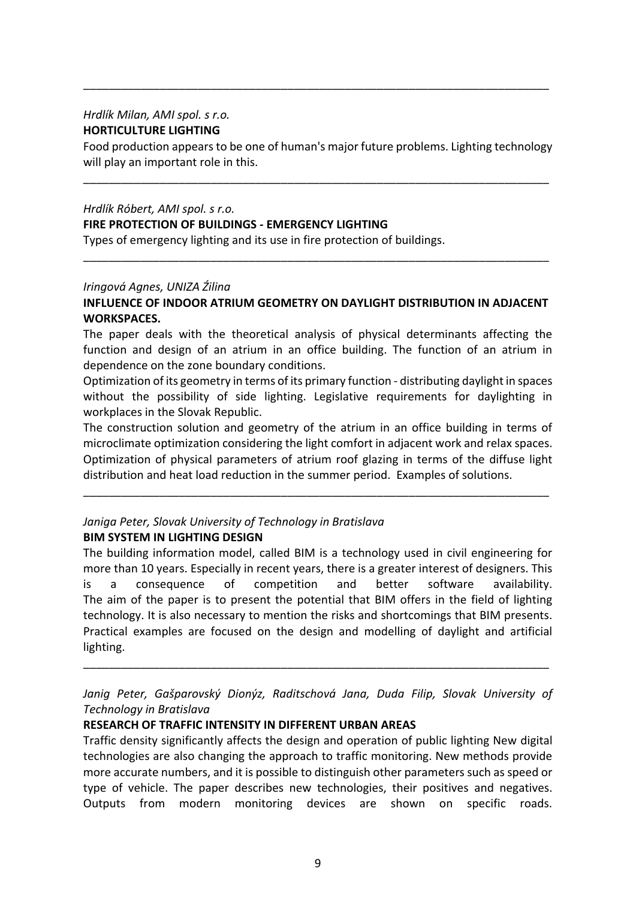---

*Hrdlík Milan, AMI spol. s r.o.*
**HORTICULTURE LIGHTING**
Food production appears to be one of human's major future problems. Lighting technology will play an important role in this.

---

*Hrdlík Róbert, AMI spol. s r.o.*
**FIRE PROTECTION OF BUILDINGS - EMERGENCY LIGHTING**
Types of emergency lighting and its use in fire protection of buildings.

---

*Iringová Agnes, UNIZA Źilina*
**INFLUENCE OF INDOOR ATRIUM GEOMETRY ON DAYLIGHT DISTRIBUTION IN ADJACENT WORKSPACES.**
The paper deals with the theoretical analysis of physical determinants affecting the function and design of an atrium in an office building. The function of an atrium in dependence on the zone boundary conditions.
Optimization of its geometry in terms of its primary function - distributing daylight in spaces without the possibility of side lighting. Legislative requirements for daylighting in workplaces in the Slovak Republic.
The construction solution and geometry of the atrium in an office building in terms of microclimate optimization considering the light comfort in adjacent work and relax spaces. Optimization of physical parameters of atrium roof glazing in terms of the diffuse light distribution and heat load reduction in the summer period. Examples of solutions.

---

*Janiga Peter, Slovak University of Technology in Bratislava*
**BIM SYSTEM IN LIGHTING DESIGN**
The building information model, called BIM is a technology used in civil engineering for more than 10 years. Especially in recent years, there is a greater interest of designers. This is a consequence of competition and better software availability.
The aim of the paper is to present the potential that BIM offers in the field of lighting technology. It is also necessary to mention the risks and shortcomings that BIM presents. Practical examples are focused on the design and modelling of daylight and artificial lighting.

---

*Janig Peter, Gašparovský Dionýz, Raditschová Jana, Duda Filip, Slovak University of Technology in Bratislava*
**RESEARCH OF TRAFFIC INTENSITY IN DIFFERENT URBAN AREAS**
Traffic density significantly affects the design and operation of public lighting New digital technologies are also changing the approach to traffic monitoring. New methods provide more accurate numbers, and it is possible to distinguish other parameters such as speed or type of vehicle. The paper describes new technologies, their positives and negatives. Outputs from modern monitoring devices are shown on specific roads.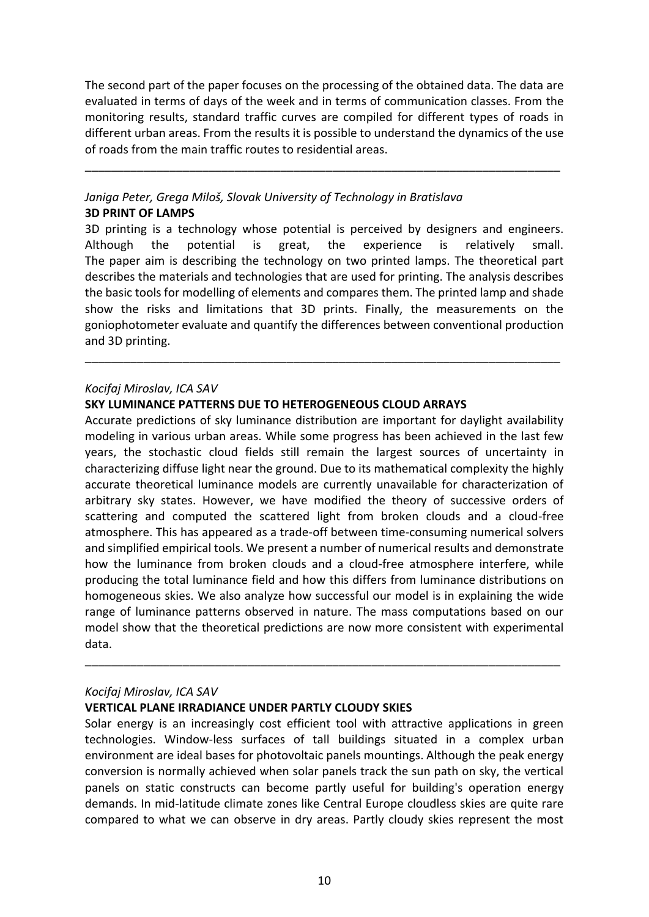The second part of the paper focuses on the processing of the obtained data. The data are evaluated in terms of days of the week and in terms of communication classes. From the monitoring results, standard traffic curves are compiled for different types of roads in different urban areas. From the results it is possible to understand the dynamics of the use of roads from the main traffic routes to residential areas.

---

*Janiga Peter, Grega Miloš, Slovak University of Technology in Bratislava*

**3D PRINT OF LAMPS**

3D printing is a technology whose potential is perceived by designers and engineers. Although the potential is great, the experience is relatively small. The paper aim is describing the technology on two printed lamps. The theoretical part describes the materials and technologies that are used for printing. The analysis describes the basic tools for modelling of elements and compares them. The printed lamp and shade show the risks and limitations that 3D prints. Finally, the measurements on the goniophotometer evaluate and quantify the differences between conventional production and 3D printing.

---

*Kocifaj Miroslav, ICA SAV*

**SKY LUMINANCE PATTERNS DUE TO HETEROGENEOUS CLOUD ARRAYS**

Accurate predictions of sky luminance distribution are important for daylight availability modeling in various urban areas. While some progress has been achieved in the last few years, the stochastic cloud fields still remain the largest sources of uncertainty in characterizing diffuse light near the ground. Due to its mathematical complexity the highly accurate theoretical luminance models are currently unavailable for characterization of arbitrary sky states. However, we have modified the theory of successive orders of scattering and computed the scattered light from broken clouds and a cloud-free atmosphere. This has appeared as a trade-off between time-consuming numerical solvers and simplified empirical tools. We present a number of numerical results and demonstrate how the luminance from broken clouds and a cloud-free atmosphere interfere, while producing the total luminance field and how this differs from luminance distributions on homogeneous skies. We also analyze how successful our model is in explaining the wide range of luminance patterns observed in nature. The mass computations based on our model show that the theoretical predictions are now more consistent with experimental data.

---

*Kocifaj Miroslav, ICA SAV*

**VERTICAL PLANE IRRADIANCE UNDER PARTLY CLOUDY SKIES**

Solar energy is an increasingly cost efficient tool with attractive applications in green technologies. Window-less surfaces of tall buildings situated in a complex urban environment are ideal bases for photovoltaic panels mountings. Although the peak energy conversion is normally achieved when solar panels track the sun path on sky, the vertical panels on static constructs can become partly useful for building's operation energy demands. In mid-latitude climate zones like Central Europe cloudless skies are quite rare compared to what we can observe in dry areas. Partly cloudy skies represent the most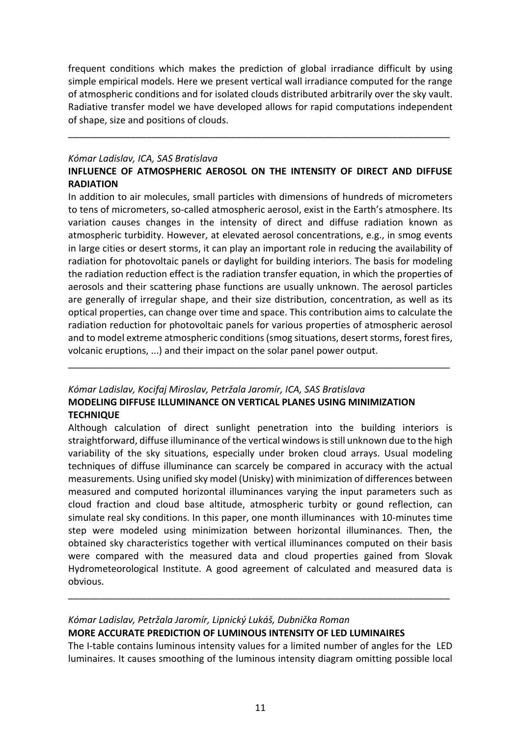frequent conditions which makes the prediction of global irradiance difficult by using simple empirical models. Here we present vertical wall irradiance computed for the range of atmospheric conditions and for isolated clouds distributed arbitrarily over the sky vault. Radiative transfer model we have developed allows for rapid computations independent of shape, size and positions of clouds.

---

*Kómar Ladislav, ICA, SAS Bratislava*

**INFLUENCE OF ATMOSPHERIC AEROSOL ON THE INTENSITY OF DIRECT AND DIFFUSE RADIATION**

In addition to air molecules, small particles with dimensions of hundreds of micrometers to tens of micrometers, so-called atmospheric aerosol, exist in the Earth's atmosphere. Its variation causes changes in the intensity of direct and diffuse radiation known as atmospheric turbidity. However, at elevated aerosol concentrations, e.g., in smog events in large cities or desert storms, it can play an important role in reducing the availability of radiation for photovoltaic panels or daylight for building interiors. The basis for modeling the radiation reduction effect is the radiation transfer equation, in which the properties of aerosols and their scattering phase functions are usually unknown. The aerosol particles are generally of irregular shape, and their size distribution, concentration, as well as its optical properties, can change over time and space. This contribution aims to calculate the radiation reduction for photovoltaic panels for various properties of atmospheric aerosol and to model extreme atmospheric conditions (smog situations, desert storms, forest fires, volcanic eruptions, ...) and their impact on the solar panel power output.

---

*Kómar Ladislav, Kocifaj Miroslav, Petržala Jaromír, ICA, SAS Bratislava*

**MODELING DIFFUSE ILLUMINANCE ON VERTICAL PLANES USING MINIMIZATION TECHNIQUE**

Although calculation of direct sunlight penetration into the building interiors is straightforward, diffuse illuminance of the vertical windows is still unknown due to the high variability of the sky situations, especially under broken cloud arrays. Usual modeling techniques of diffuse illuminance can scarcely be compared in accuracy with the actual measurements. Using unified sky model (Unisky) with minimization of differences between measured and computed horizontal illuminances varying the input parameters such as cloud fraction and cloud base altitude, atmospheric turbity or gound reflection, can simulate real sky conditions. In this paper, one month illuminances with 10-minutes time step were modeled using minimization between horizontal illuminances. Then, the obtained sky characteristics together with vertical illuminances computed on their basis were compared with the measured data and cloud properties gained from Slovak Hydrometeorological Institute. A good agreement of calculated and measured data is obvious.

---

*Kómar Ladislav, Petržala Jaromír, Lipnický Lukáš, Dubnička Roman*

**MORE ACCURATE PREDICTION OF LUMINOUS INTENSITY OF LED LUMINAIRES**

The I-table contains luminous intensity values for a limited number of angles for the LED luminaires. It causes smoothing of the luminous intensity diagram omitting possible local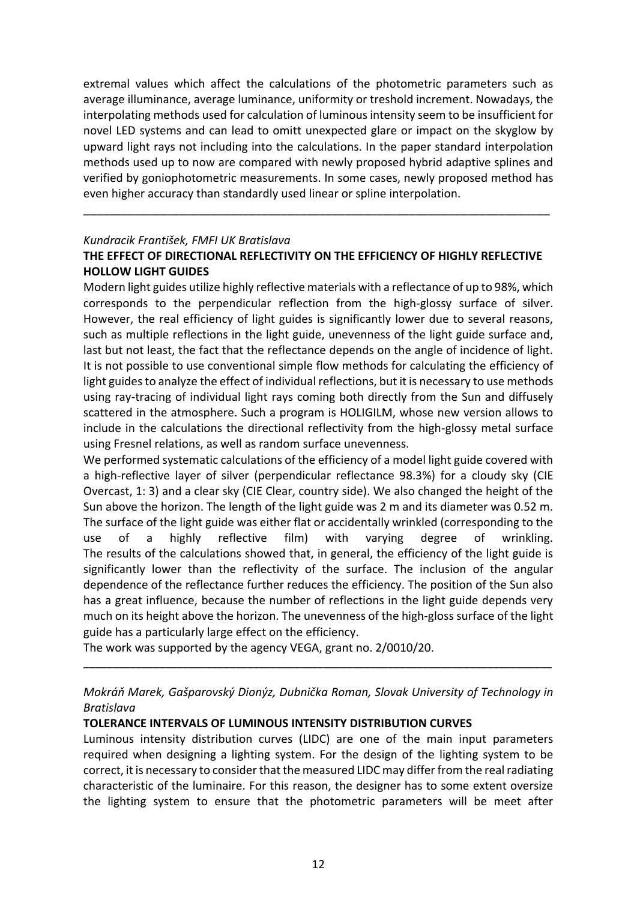extremal values which affect the calculations of the photometric parameters such as average illuminance, average luminance, uniformity or treshold increment. Nowadays, the interpolating methods used for calculation of luminous intensity seem to be insufficient for novel LED systems and can lead to omitt unexpected glare or impact on the skyglow by upward light rays not including into the calculations. In the paper standard interpolation methods used up to now are compared with newly proposed hybrid adaptive splines and verified by goniophotometric measurements. In some cases, newly proposed method has even higher accuracy than standardly used linear or spline interpolation.

---

*Kundracik František, FMFI UK Bratislava*

**THE EFFECT OF DIRECTIONAL REFLECTIVITY ON THE EFFICIENCY OF HIGHLY REFLECTIVE HOLLOW LIGHT GUIDES**

Modern light guides utilize highly reflective materials with a reflectance of up to 98%, which corresponds to the perpendicular reflection from the high-glossy surface of silver. However, the real efficiency of light guides is significantly lower due to several reasons, such as multiple reflections in the light guide, unevenness of the light guide surface and, last but not least, the fact that the reflectance depends on the angle of incidence of light. It is not possible to use conventional simple flow methods for calculating the efficiency of light guides to analyze the effect of individual reflections, but it is necessary to use methods using ray-tracing of individual light rays coming both directly from the Sun and diffusely scattered in the atmosphere. Such a program is HOLIGILM, whose new version allows to include in the calculations the directional reflectivity from the high-glossy metal surface using Fresnel relations, as well as random surface unevenness.

We performed systematic calculations of the efficiency of a model light guide covered with a high-reflective layer of silver (perpendicular reflectance 98.3%) for a cloudy sky (CIE Overcast, 1: 3) and a clear sky (CIE Clear, country side). We also changed the height of the Sun above the horizon. The length of the light guide was 2 m and its diameter was 0.52 m. The surface of the light guide was either flat or accidentally wrinkled (corresponding to the use of a highly reflective film) with varying degree of wrinkling. The results of the calculations showed that, in general, the efficiency of the light guide is significantly lower than the reflectivity of the surface. The inclusion of the angular dependence of the reflectance further reduces the efficiency. The position of the Sun also has a great influence, because the number of reflections in the light guide depends very much on its height above the horizon. The unevenness of the high-gloss surface of the light guide has a particularly large effect on the efficiency.

The work was supported by the agency VEGA, grant no. 2/0010/20.

---

*Mokráň Marek, Gašparovský Dionýz, Dubnička Roman, Slovak University of Technology in Bratislava*

**TOLERANCE INTERVALS OF LUMINOUS INTENSITY DISTRIBUTION CURVES**

Luminous intensity distribution curves (LIDC) are one of the main input parameters required when designing a lighting system. For the design of the lighting system to be correct, it is necessary to consider that the measured LIDC may differ from the real radiating characteristic of the luminaire. For this reason, the designer has to some extent oversize the lighting system to ensure that the photometric parameters will be meet after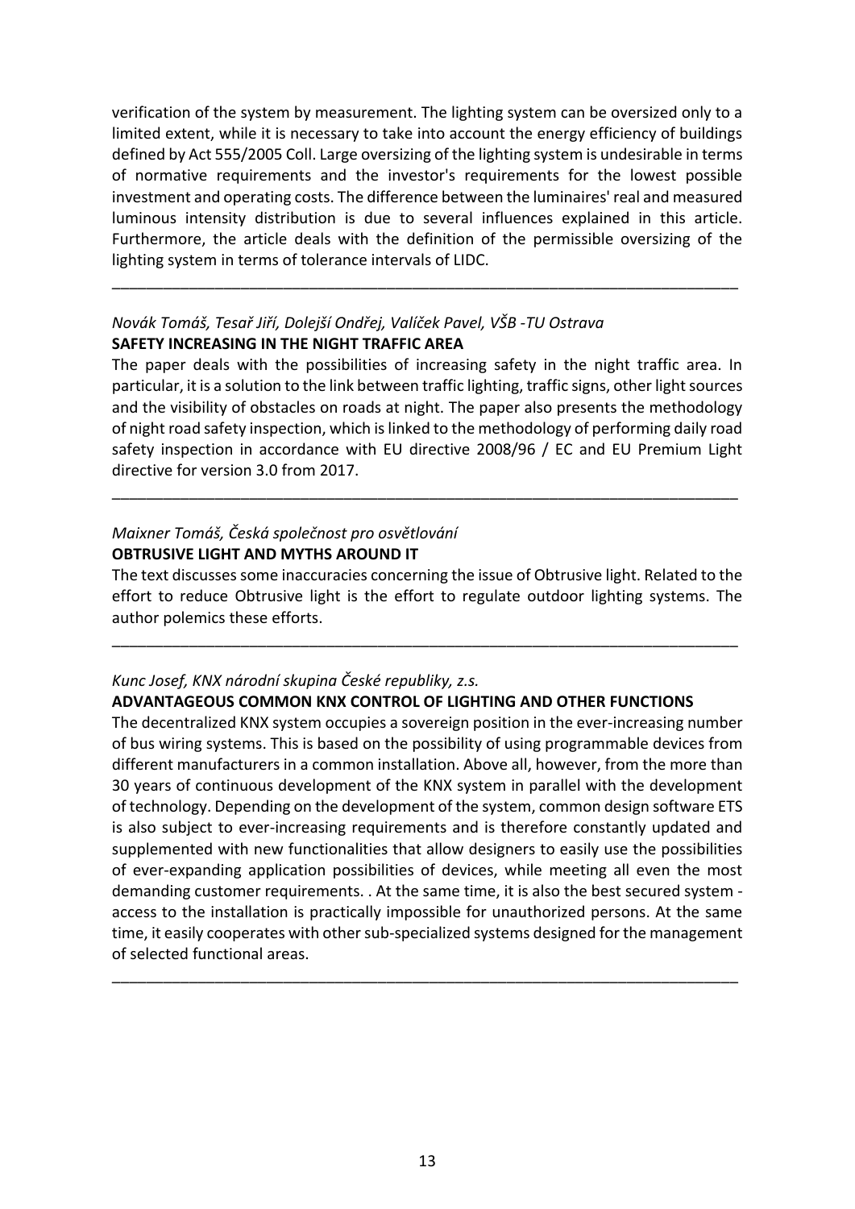verification of the system by measurement. The lighting system can be oversized only to a limited extent, while it is necessary to take into account the energy efficiency of buildings defined by Act 555/2005 Coll. Large oversizing of the lighting system is undesirable in terms of normative requirements and the investor's requirements for the lowest possible investment and operating costs. The difference between the luminaires' real and measured luminous intensity distribution is due to several influences explained in this article. Furthermore, the article deals with the definition of the permissible oversizing of the lighting system in terms of tolerance intervals of LIDC.

---

*Novák Tomáš, Tesař Jiří, Dolejší Ondřej, Valíček Pavel, VŠB -TU Ostrava*

**SAFETY INCREASING IN THE NIGHT TRAFFIC AREA**

The paper deals with the possibilities of increasing safety in the night traffic area. In particular, it is a solution to the link between traffic lighting, traffic signs, other light sources and the visibility of obstacles on roads at night. The paper also presents the methodology of night road safety inspection, which is linked to the methodology of performing daily road safety inspection in accordance with EU directive 2008/96 / EC and EU Premium Light directive for version 3.0 from 2017.

---

*Maixner Tomáš, Česká společnost pro osvětlování*

**OBTRUSIVE LIGHT AND MYTHS AROUND IT**

The text discusses some inaccuracies concerning the issue of Obtrusive light. Related to the effort to reduce Obtrusive light is the effort to regulate outdoor lighting systems. The author polemics these efforts.

---

*Kunc Josef, KNX národní skupina České republiky, z.s.*

**ADVANTAGEOUS COMMON KNX CONTROL OF LIGHTING AND OTHER FUNCTIONS**

The decentralized KNX system occupies a sovereign position in the ever-increasing number of bus wiring systems. This is based on the possibility of using programmable devices from different manufacturers in a common installation. Above all, however, from the more than 30 years of continuous development of the KNX system in parallel with the development of technology. Depending on the development of the system, common design software ETS is also subject to ever-increasing requirements and is therefore constantly updated and supplemented with new functionalities that allow designers to easily use the possibilities of ever-expanding application possibilities of devices, while meeting all even the most demanding customer requirements. . At the same time, it is also the best secured system - access to the installation is practically impossible for unauthorized persons. At the same time, it easily cooperates with other sub-specialized systems designed for the management of selected functional areas.

---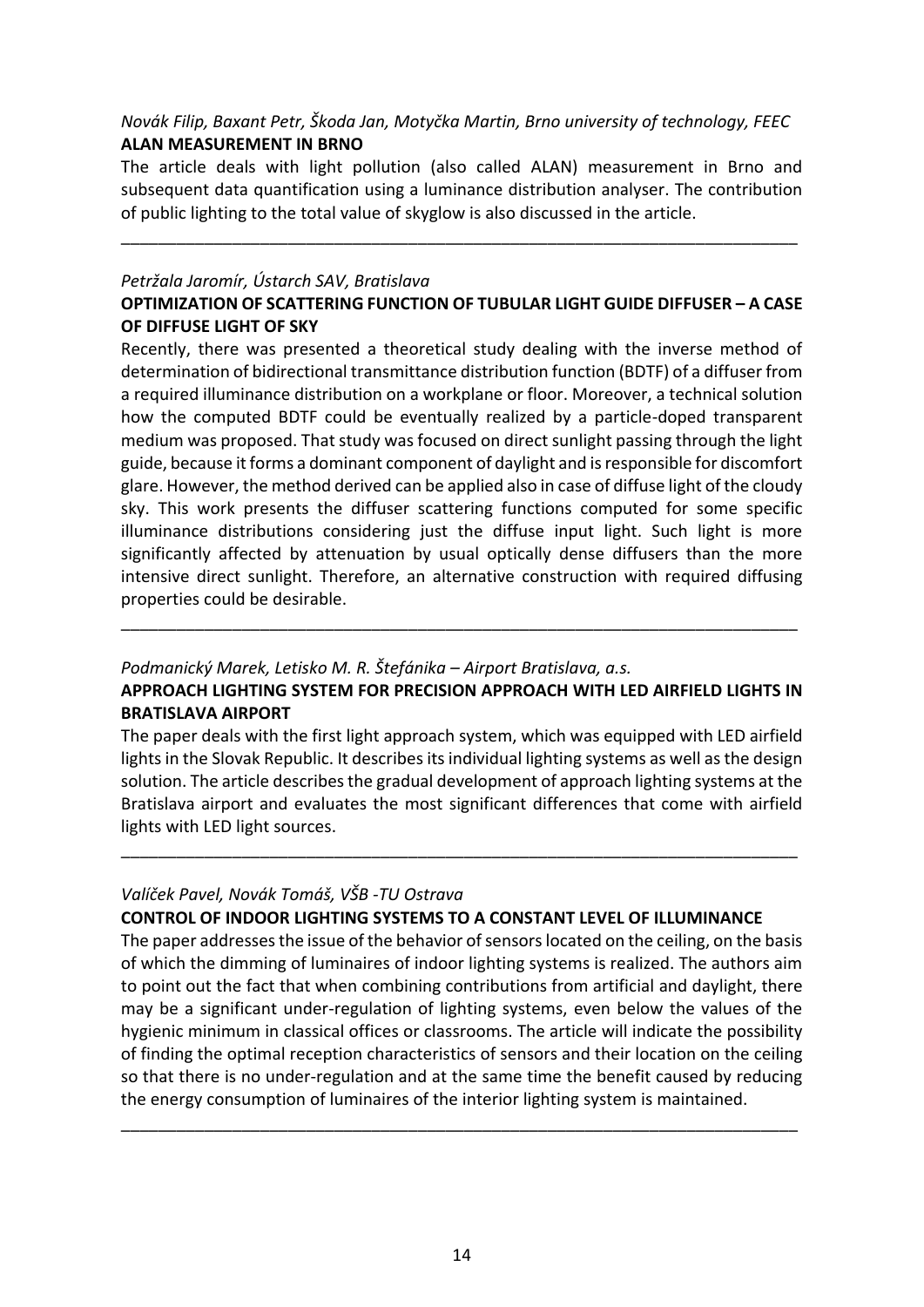*Novák Filip, Baxant Petr, Škoda Jan, Motyčka Martin, Brno university of technology, FEEC*
**ALAN MEASUREMENT IN BRNO**

The article deals with light pollution (also called ALAN) measurement in Brno and subsequent data quantification using a luminance distribution analyser. The contribution of public lighting to the total value of skyglow is also discussed in the article.

---

*Petržala Jaromír, Ústarch SAV, Bratislava*
**OPTIMIZATION OF SCATTERING FUNCTION OF TUBULAR LIGHT GUIDE DIFFUSER – A CASE OF DIFFUSE LIGHT OF SKY**

Recently, there was presented a theoretical study dealing with the inverse method of determination of bidirectional transmittance distribution function (BDTF) of a diffuser from a required illuminance distribution on a workplane or floor. Moreover, a technical solution how the computed BDTF could be eventually realized by a particle-doped transparent medium was proposed. That study was focused on direct sunlight passing through the light guide, because it forms a dominant component of daylight and is responsible for discomfort glare. However, the method derived can be applied also in case of diffuse light of the cloudy sky. This work presents the diffuser scattering functions computed for some specific illuminance distributions considering just the diffuse input light. Such light is more significantly affected by attenuation by usual optically dense diffusers than the more intensive direct sunlight. Therefore, an alternative construction with required diffusing properties could be desirable.

---

*Podmanický Marek, Letisko M. R. Štefánika – Airport Bratislava, a.s.*
**APPROACH LIGHTING SYSTEM FOR PRECISION APPROACH WITH LED AIRFIELD LIGHTS IN BRATISLAVA AIRPORT**

The paper deals with the first light approach system, which was equipped with LED airfield lights in the Slovak Republic. It describes its individual lighting systems as well as the design solution. The article describes the gradual development of approach lighting systems at the Bratislava airport and evaluates the most significant differences that come with airfield lights with LED light sources.

---

*Valíček Pavel, Novák Tomáš, VŠB -TU Ostrava*
**CONTROL OF INDOOR LIGHTING SYSTEMS TO A CONSTANT LEVEL OF ILLUMINANCE**

The paper addresses the issue of the behavior of sensors located on the ceiling, on the basis of which the dimming of luminaires of indoor lighting systems is realized. The authors aim to point out the fact that when combining contributions from artificial and daylight, there may be a significant under-regulation of lighting systems, even below the values of the hygienic minimum in classical offices or classrooms. The article will indicate the possibility of finding the optimal reception characteristics of sensors and their location on the ceiling so that there is no under-regulation and at the same time the benefit caused by reducing the energy consumption of luminaires of the interior lighting system is maintained.

---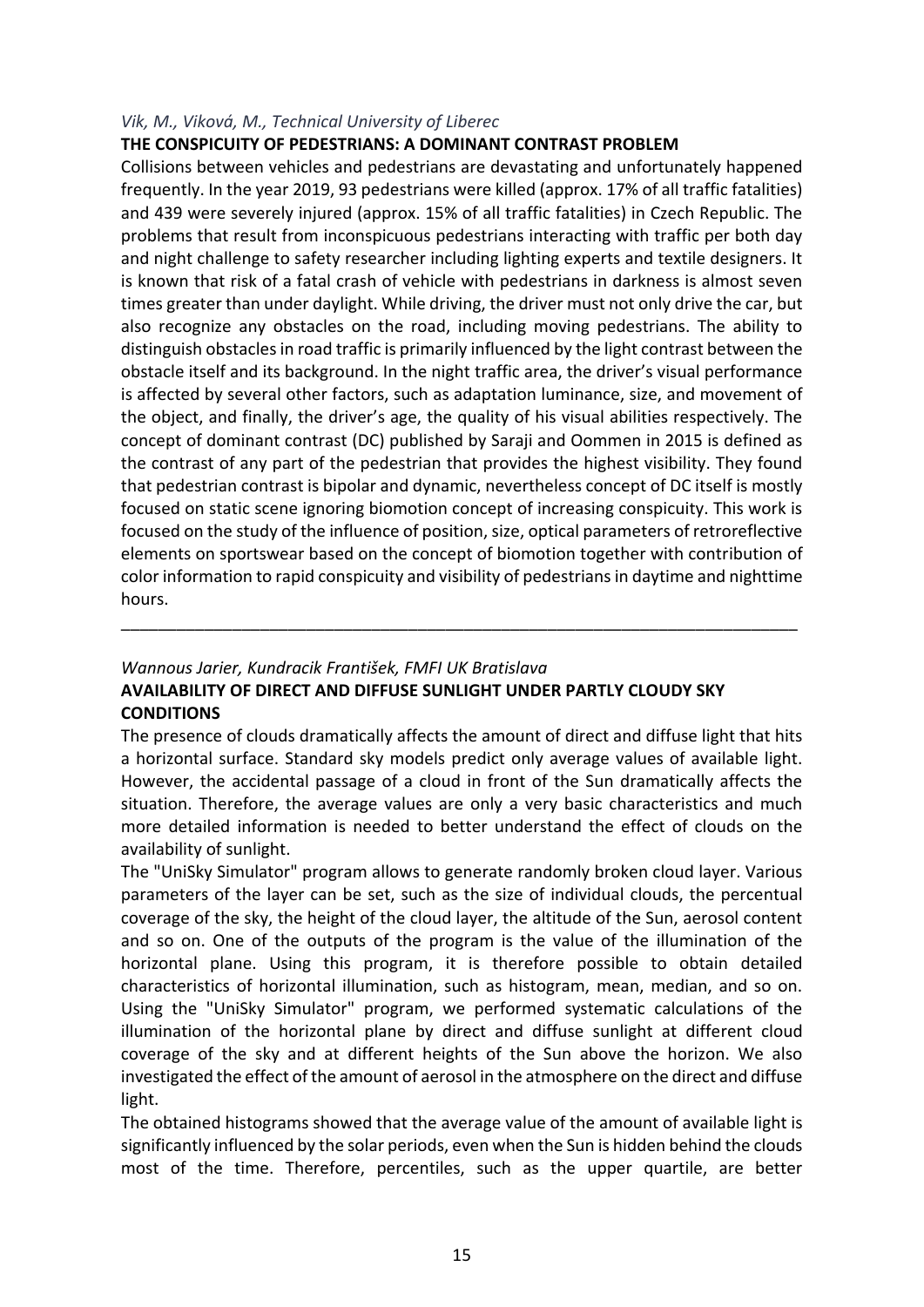*Vik, M., Viková, M., Technical University of Liberec*

**THE CONSPICUITY OF PEDESTRIANS: A DOMINANT CONTRAST PROBLEM**

Collisions between vehicles and pedestrians are devastating and unfortunately happened frequently. In the year 2019, 93 pedestrians were killed (approx. 17% of all traffic fatalities) and 439 were severely injured (approx. 15% of all traffic fatalities) in Czech Republic. The problems that result from inconspicuous pedestrians interacting with traffic per both day and night challenge to safety researcher including lighting experts and textile designers. It is known that risk of a fatal crash of vehicle with pedestrians in darkness is almost seven times greater than under daylight. While driving, the driver must not only drive the car, but also recognize any obstacles on the road, including moving pedestrians. The ability to distinguish obstacles in road traffic is primarily influenced by the light contrast between the obstacle itself and its background. In the night traffic area, the driver's visual performance is affected by several other factors, such as adaptation luminance, size, and movement of the object, and finally, the driver's age, the quality of his visual abilities respectively. The concept of dominant contrast (DC) published by Saraji and Oommen in 2015 is defined as the contrast of any part of the pedestrian that provides the highest visibility. They found that pedestrian contrast is bipolar and dynamic, nevertheless concept of DC itself is mostly focused on static scene ignoring biomotion concept of increasing conspicuity. This work is focused on the study of the influence of position, size, optical parameters of retroreflective elements on sportswear based on the concept of biomotion together with contribution of color information to rapid conspicuity and visibility of pedestrians in daytime and nighttime hours.

---

*Wannous Jarier, Kundracik František, FMFI UK Bratislava*

**AVAILABILITY OF DIRECT AND DIFFUSE SUNLIGHT UNDER PARTLY CLOUDY SKY CONDITIONS**

The presence of clouds dramatically affects the amount of direct and diffuse light that hits a horizontal surface. Standard sky models predict only average values of available light. However, the accidental passage of a cloud in front of the Sun dramatically affects the situation. Therefore, the average values are only a very basic characteristics and much more detailed information is needed to better understand the effect of clouds on the availability of sunlight.

The "UniSky Simulator" program allows to generate randomly broken cloud layer. Various parameters of the layer can be set, such as the size of individual clouds, the percentual coverage of the sky, the height of the cloud layer, the altitude of the Sun, aerosol content and so on. One of the outputs of the program is the value of the illumination of the horizontal plane. Using this program, it is therefore possible to obtain detailed characteristics of horizontal illumination, such as histogram, mean, median, and so on. Using the "UniSky Simulator" program, we performed systematic calculations of the illumination of the horizontal plane by direct and diffuse sunlight at different cloud coverage of the sky and at different heights of the Sun above the horizon. We also investigated the effect of the amount of aerosol in the atmosphere on the direct and diffuse light.

The obtained histograms showed that the average value of the amount of available light is significantly influenced by the solar periods, even when the Sun is hidden behind the clouds most of the time. Therefore, percentiles, such as the upper quartile, are better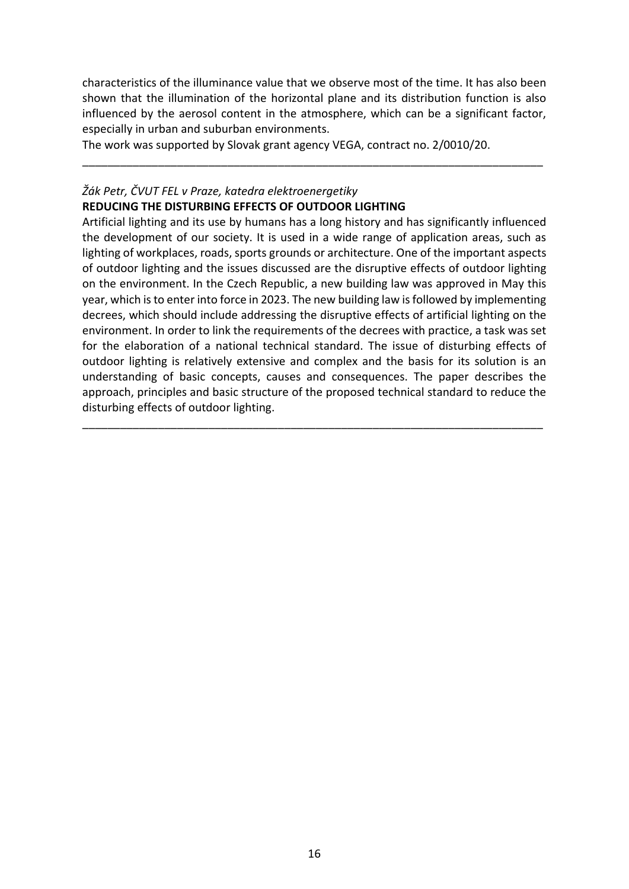characteristics of the illuminance value that we observe most of the time. It has also been shown that the illumination of the horizontal plane and its distribution function is also influenced by the aerosol content in the atmosphere, which can be a significant factor, especially in urban and suburban environments.

The work was supported by Slovak grant agency VEGA, contract no. 2/0010/20.

---

*Žák Petr, ČVUT FEL v Praze, katedra elektroenergetiky*

**REDUCING THE DISTURBING EFFECTS OF OUTDOOR LIGHTING**

Artificial lighting and its use by humans has a long history and has significantly influenced the development of our society. It is used in a wide range of application areas, such as lighting of workplaces, roads, sports grounds or architecture. One of the important aspects of outdoor lighting and the issues discussed are the disruptive effects of outdoor lighting on the environment. In the Czech Republic, a new building law was approved in May this year, which is to enter into force in 2023. The new building law is followed by implementing decrees, which should include addressing the disruptive effects of artificial lighting on the environment. In order to link the requirements of the decrees with practice, a task was set for the elaboration of a national technical standard. The issue of disturbing effects of outdoor lighting is relatively extensive and complex and the basis for its solution is an understanding of basic concepts, causes and consequences. The paper describes the approach, principles and basic structure of the proposed technical standard to reduce the disturbing effects of outdoor lighting.

---